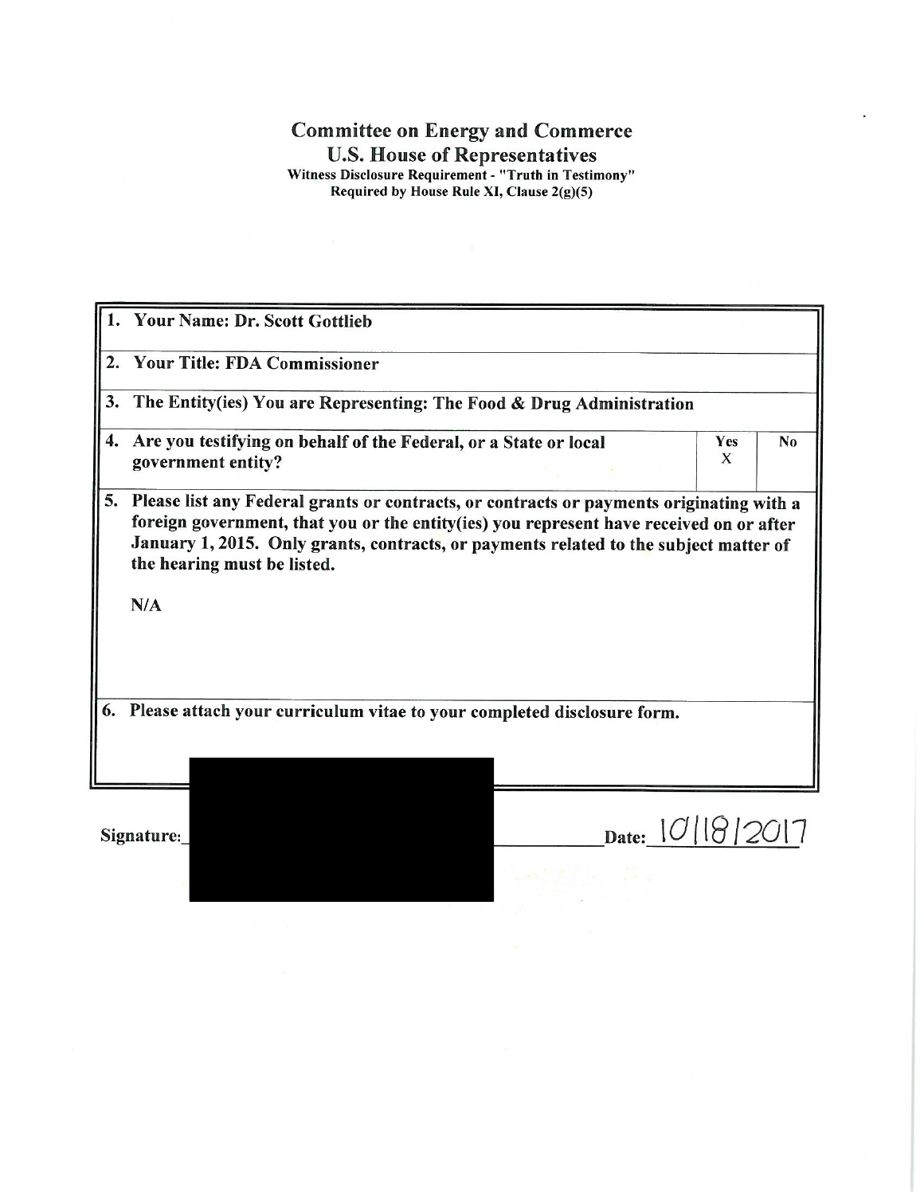# Committee on Energy and Commerce

## U.S. House of Representatives

**Witness Disclosure Requirement - "Truth in Testimony"**
**Required by House Rule XI, Clause 2(g)(5)**

| | | | |
|---|---|---|---|
| **1. Your Name: Dr. Scott Gottlieb** | | | |
| **2. Your Title: FDA Commissioner** | | | |
| **3. The Entity(ies) You are Representing: The Food & Drug Administration** | | | |
| **4. Are you testifying on behalf of the Federal, or a State or local government entity?** | | **Yes** X | **No** |
| **5. Please list any Federal grants or contracts, or contracts or payments originating with a foreign government, that you or the entity(ies) you represent have received on or after January 1, 2015. Only grants, contracts, or payments related to the subject matter of the hearing must be listed.**<br><br>**N/A** | | | |
| **6. Please attach your curriculum vitae to your completed disclosure form.** | | | |

**Signature:** ______________________ **Date:** 10/18/2017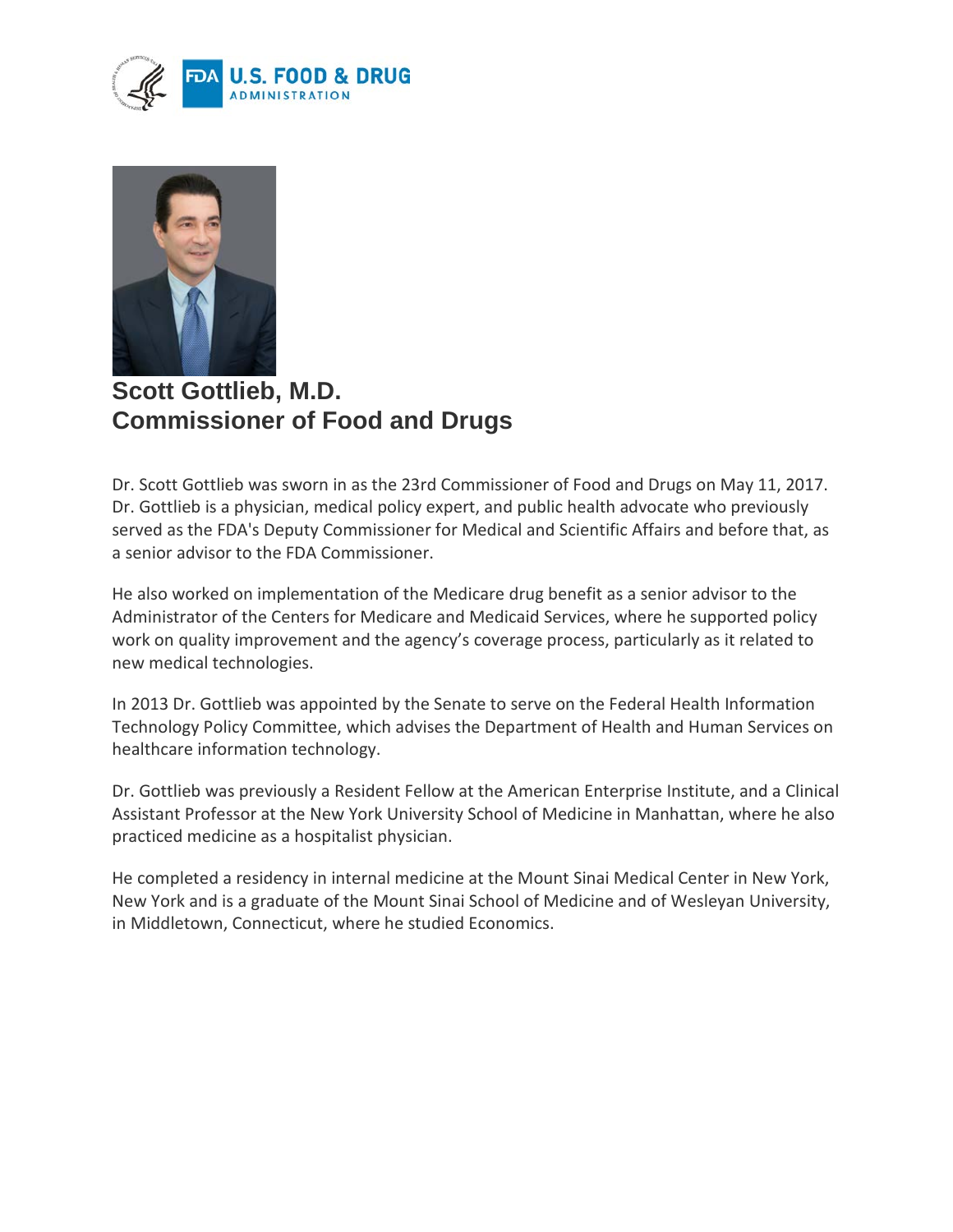# Scott Gottlieb, M.D.
# Commissioner of Food and Drugs

Dr. Scott Gottlieb was sworn in as the 23rd Commissioner of Food and Drugs on May 11, 2017. Dr. Gottlieb is a physician, medical policy expert, and public health advocate who previously served as the FDA's Deputy Commissioner for Medical and Scientific Affairs and before that, as a senior advisor to the FDA Commissioner.

He also worked on implementation of the Medicare drug benefit as a senior advisor to the Administrator of the Centers for Medicare and Medicaid Services, where he supported policy work on quality improvement and the agency's coverage process, particularly as it related to new medical technologies.

In 2013 Dr. Gottlieb was appointed by the Senate to serve on the Federal Health Information Technology Policy Committee, which advises the Department of Health and Human Services on healthcare information technology.

Dr. Gottlieb was previously a Resident Fellow at the American Enterprise Institute, and a Clinical Assistant Professor at the New York University School of Medicine in Manhattan, where he also practiced medicine as a hospitalist physician.

He completed a residency in internal medicine at the Mount Sinai Medical Center in New York, New York and is a graduate of the Mount Sinai School of Medicine and of Wesleyan University, in Middletown, Connecticut, where he studied Economics.